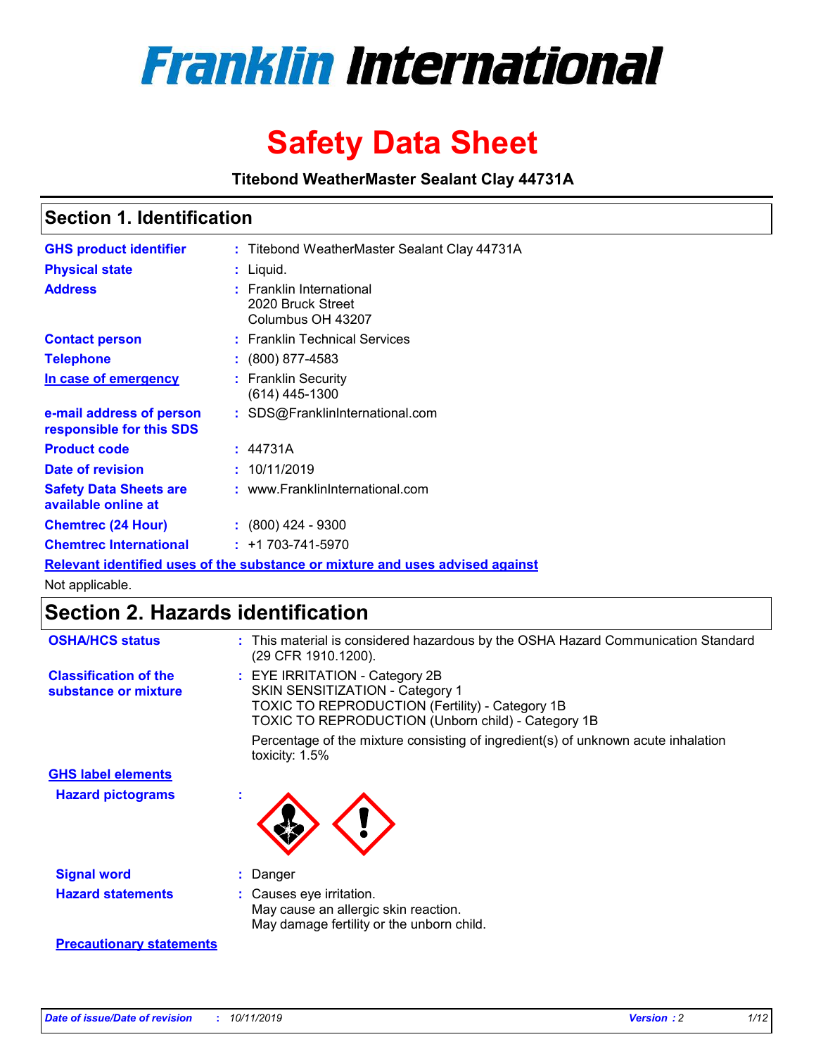# Franklin International

# Safety Data Sheet

**Titebond WeatherMaster Sealant Clay 44731A**

## Section 1. Identification

| | |
|---|---|
| **GHS product identifier** | : Titebond WeatherMaster Sealant Clay 44731A |
| **Physical state** | : Liquid. |
| **Address** | : Franklin International<br>2020 Bruck Street<br>Columbus OH 43207 |
| **Contact person** | : Franklin Technical Services |
| **Telephone** | : (800) 877-4583 |
| **In case of emergency** | : Franklin Security<br>(614) 445-1300 |
| **e-mail address of person responsible for this SDS** | : SDS@FranklinInternational.com |
| **Product code** | : 44731A |
| **Date of revision** | : 10/11/2019 |
| **Safety Data Sheets are available online at** | : www.FranklinInternational.com |
| **Chemtrec (24 Hour)** | : (800) 424 - 9300 |
| **Chemtrec International** | : +1 703-741-5970 |

**Relevant identified uses of the substance or mixture and uses advised against**

Not applicable.

## Section 2. Hazards identification

| | |
|---|---|
| **OSHA/HCS status** | : This material is considered hazardous by the OSHA Hazard Communication Standard (29 CFR 1910.1200). |
| **Classification of the substance or mixture** | : EYE IRRITATION - Category 2B<br>SKIN SENSITIZATION - Category 1<br>TOXIC TO REPRODUCTION (Fertility) - Category 1B<br>TOXIC TO REPRODUCTION (Unborn child) - Category 1B<br><br>Percentage of the mixture consisting of ingredient(s) of unknown acute inhalation toxicity: 1.5% |

**GHS label elements**

| | |
|---|---|
| **Hazard pictograms** | : |
| **Signal word** | : Danger |
| **Hazard statements** | : Causes eye irritation.<br>May cause an allergic skin reaction.<br>May damage fertility or the unborn child. |

**Precautionary statements**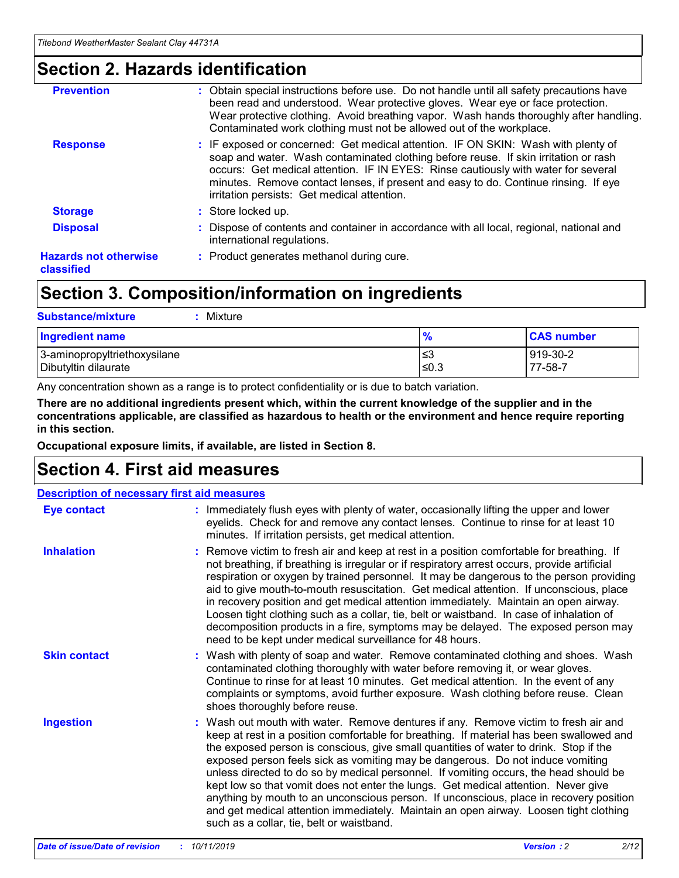# Section 2. Hazards identification

**Prevention** : Obtain special instructions before use. Do not handle until all safety precautions have been read and understood. Wear protective gloves. Wear eye or face protection. Wear protective clothing. Avoid breathing vapor. Wash hands thoroughly after handling. Contaminated work clothing must not be allowed out of the workplace.

**Response** : IF exposed or concerned: Get medical attention. IF ON SKIN: Wash with plenty of soap and water. Wash contaminated clothing before reuse. If skin irritation or rash occurs: Get medical attention. IF IN EYES: Rinse cautiously with water for several minutes. Remove contact lenses, if present and easy to do. Continue rinsing. If eye irritation persists: Get medical attention.

**Storage** : Store locked up.

**Disposal** : Dispose of contents and container in accordance with all local, regional, national and international regulations.

**Hazards not otherwise classified** : Product generates methanol during cure.

# Section 3. Composition/information on ingredients

**Substance/mixture** : Mixture

| Ingredient name | % | CAS number |
|---|---|---|
| 3-aminopropyltriethoxysilane | ≤3 | 919-30-2 |
| Dibutyltin dilaurate | ≤0.3 | 77-58-7 |

Any concentration shown as a range is to protect confidentiality or is due to batch variation.

**There are no additional ingredients present which, within the current knowledge of the supplier and in the concentrations applicable, are classified as hazardous to health or the environment and hence require reporting in this section.**

**Occupational exposure limits, if available, are listed in Section 8.**

# Section 4. First aid measures

## Description of necessary first aid measures

**Eye contact** : Immediately flush eyes with plenty of water, occasionally lifting the upper and lower eyelids. Check for and remove any contact lenses. Continue to rinse for at least 10 minutes. If irritation persists, get medical attention.

**Inhalation** : Remove victim to fresh air and keep at rest in a position comfortable for breathing. If not breathing, if breathing is irregular or if respiratory arrest occurs, provide artificial respiration or oxygen by trained personnel. It may be dangerous to the person providing aid to give mouth-to-mouth resuscitation. Get medical attention. If unconscious, place in recovery position and get medical attention immediately. Maintain an open airway. Loosen tight clothing such as a collar, tie, belt or waistband. In case of inhalation of decomposition products in a fire, symptoms may be delayed. The exposed person may need to be kept under medical surveillance for 48 hours.

**Skin contact** : Wash with plenty of soap and water. Remove contaminated clothing and shoes. Wash contaminated clothing thoroughly with water before removing it, or wear gloves. Continue to rinse for at least 10 minutes. Get medical attention. In the event of any complaints or symptoms, avoid further exposure. Wash clothing before reuse. Clean shoes thoroughly before reuse.

**Ingestion** : Wash out mouth with water. Remove dentures if any. Remove victim to fresh air and keep at rest in a position comfortable for breathing. If material has been swallowed and the exposed person is conscious, give small quantities of water to drink. Stop if the exposed person feels sick as vomiting may be dangerous. Do not induce vomiting unless directed to do so by medical personnel. If vomiting occurs, the head should be kept low so that vomit does not enter the lungs. Get medical attention. Never give anything by mouth to an unconscious person. If unconscious, place in recovery position and get medical attention immediately. Maintain an open airway. Loosen tight clothing such as a collar, tie, belt or waistband.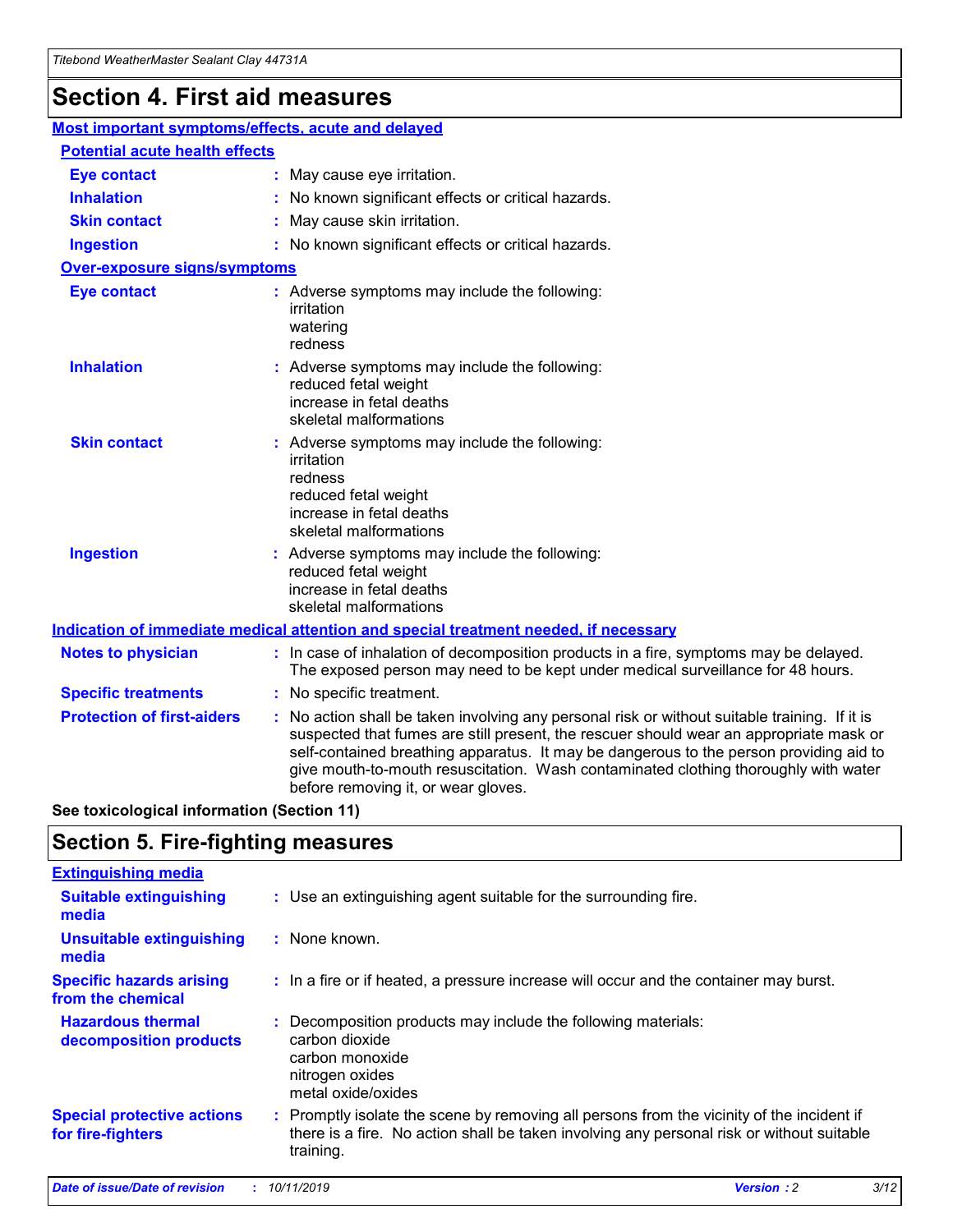# Section 4. First aid measures

### Most important symptoms/effects, acute and delayed

**Potential acute health effects**

| | |
|---|---|
| **Eye contact** | : May cause eye irritation. |
| **Inhalation** | : No known significant effects or critical hazards. |
| **Skin contact** | : May cause skin irritation. |
| **Ingestion** | : No known significant effects or critical hazards. |

**Over-exposure signs/symptoms**

| | |
|---|---|
| **Eye contact** | : Adverse symptoms may include the following: irritation, watering, redness |
| **Inhalation** | : Adverse symptoms may include the following: reduced fetal weight, increase in fetal deaths, skeletal malformations |
| **Skin contact** | : Adverse symptoms may include the following: irritation, redness, reduced fetal weight, increase in fetal deaths, skeletal malformations |
| **Ingestion** | : Adverse symptoms may include the following: reduced fetal weight, increase in fetal deaths, skeletal malformations |

### Indication of immediate medical attention and special treatment needed, if necessary

| | |
|---|---|
| **Notes to physician** | : In case of inhalation of decomposition products in a fire, symptoms may be delayed. The exposed person may need to be kept under medical surveillance for 48 hours. |
| **Specific treatments** | : No specific treatment. |
| **Protection of first-aiders** | : No action shall be taken involving any personal risk or without suitable training. If it is suspected that fumes are still present, the rescuer should wear an appropriate mask or self-contained breathing apparatus. It may be dangerous to the person providing aid to give mouth-to-mouth resuscitation. Wash contaminated clothing thoroughly with water before removing it, or wear gloves. |

**See toxicological information (Section 11)**

# Section 5. Fire-fighting measures

### Extinguishing media

| | |
|---|---|
| **Suitable extinguishing media** | : Use an extinguishing agent suitable for the surrounding fire. |
| **Unsuitable extinguishing media** | : None known. |
| **Specific hazards arising from the chemical** | : In a fire or if heated, a pressure increase will occur and the container may burst. |
| **Hazardous thermal decomposition products** | : Decomposition products may include the following materials: carbon dioxide, carbon monoxide, nitrogen oxides, metal oxide/oxides |
| **Special protective actions for fire-fighters** | : Promptly isolate the scene by removing all persons from the vicinity of the incident if there is a fire. No action shall be taken involving any personal risk or without suitable training. |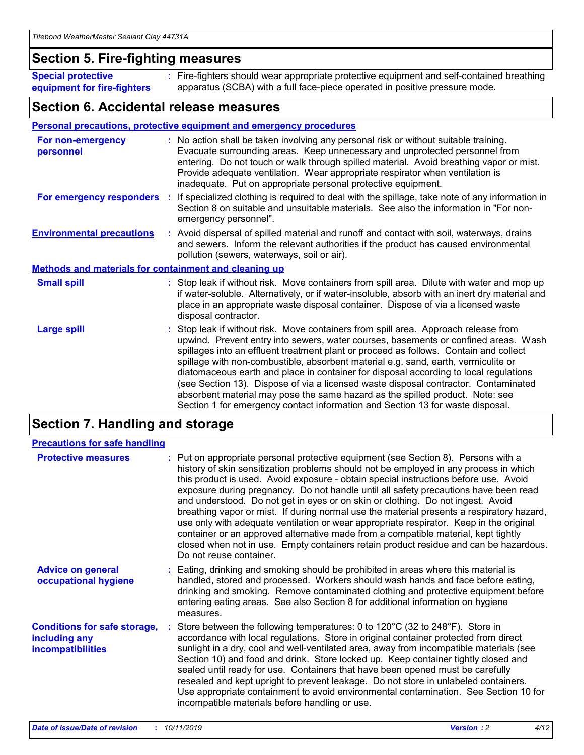## Section 5. Fire-fighting measures

**Special protective equipment for fire-fighters** : Fire-fighters should wear appropriate protective equipment and self-contained breathing apparatus (SCBA) with a full face-piece operated in positive pressure mode.

## Section 6. Accidental release measures

### Personal precautions, protective equipment and emergency procedures

**For non-emergency personnel** : No action shall be taken involving any personal risk or without suitable training. Evacuate surrounding areas. Keep unnecessary and unprotected personnel from entering. Do not touch or walk through spilled material. Avoid breathing vapor or mist. Provide adequate ventilation. Wear appropriate respirator when ventilation is inadequate. Put on appropriate personal protective equipment.

**For emergency responders** : If specialized clothing is required to deal with the spillage, take note of any information in Section 8 on suitable and unsuitable materials. See also the information in "For non-emergency personnel".

**Environmental precautions** : Avoid dispersal of spilled material and runoff and contact with soil, waterways, drains and sewers. Inform the relevant authorities if the product has caused environmental pollution (sewers, waterways, soil or air).

### Methods and materials for containment and cleaning up

**Small spill** : Stop leak if without risk. Move containers from spill area. Dilute with water and mop up if water-soluble. Alternatively, or if water-insoluble, absorb with an inert dry material and place in an appropriate waste disposal container. Dispose of via a licensed waste disposal contractor.

**Large spill** : Stop leak if without risk. Move containers from spill area. Approach release from upwind. Prevent entry into sewers, water courses, basements or confined areas. Wash spillages into an effluent treatment plant or proceed as follows. Contain and collect spillage with non-combustible, absorbent material e.g. sand, earth, vermiculite or diatomaceous earth and place in container for disposal according to local regulations (see Section 13). Dispose of via a licensed waste disposal contractor. Contaminated absorbent material may pose the same hazard as the spilled product. Note: see Section 1 for emergency contact information and Section 13 for waste disposal.

## Section 7. Handling and storage

### Precautions for safe handling

**Protective measures** : Put on appropriate personal protective equipment (see Section 8). Persons with a history of skin sensitization problems should not be employed in any process in which this product is used. Avoid exposure - obtain special instructions before use. Avoid exposure during pregnancy. Do not handle until all safety precautions have been read and understood. Do not get in eyes or on skin or clothing. Do not ingest. Avoid breathing vapor or mist. If during normal use the material presents a respiratory hazard, use only with adequate ventilation or wear appropriate respirator. Keep in the original container or an approved alternative made from a compatible material, kept tightly closed when not in use. Empty containers retain product residue and can be hazardous. Do not reuse container.

**Advice on general occupational hygiene** : Eating, drinking and smoking should be prohibited in areas where this material is handled, stored and processed. Workers should wash hands and face before eating, drinking and smoking. Remove contaminated clothing and protective equipment before entering eating areas. See also Section 8 for additional information on hygiene measures.

**Conditions for safe storage, including any incompatibilities** : Store between the following temperatures: 0 to 120°C (32 to 248°F). Store in accordance with local regulations. Store in original container protected from direct sunlight in a dry, cool and well-ventilated area, away from incompatible materials (see Section 10) and food and drink. Store locked up. Keep container tightly closed and sealed until ready for use. Containers that have been opened must be carefully resealed and kept upright to prevent leakage. Do not store in unlabeled containers. Use appropriate containment to avoid environmental contamination. See Section 10 for incompatible materials before handling or use.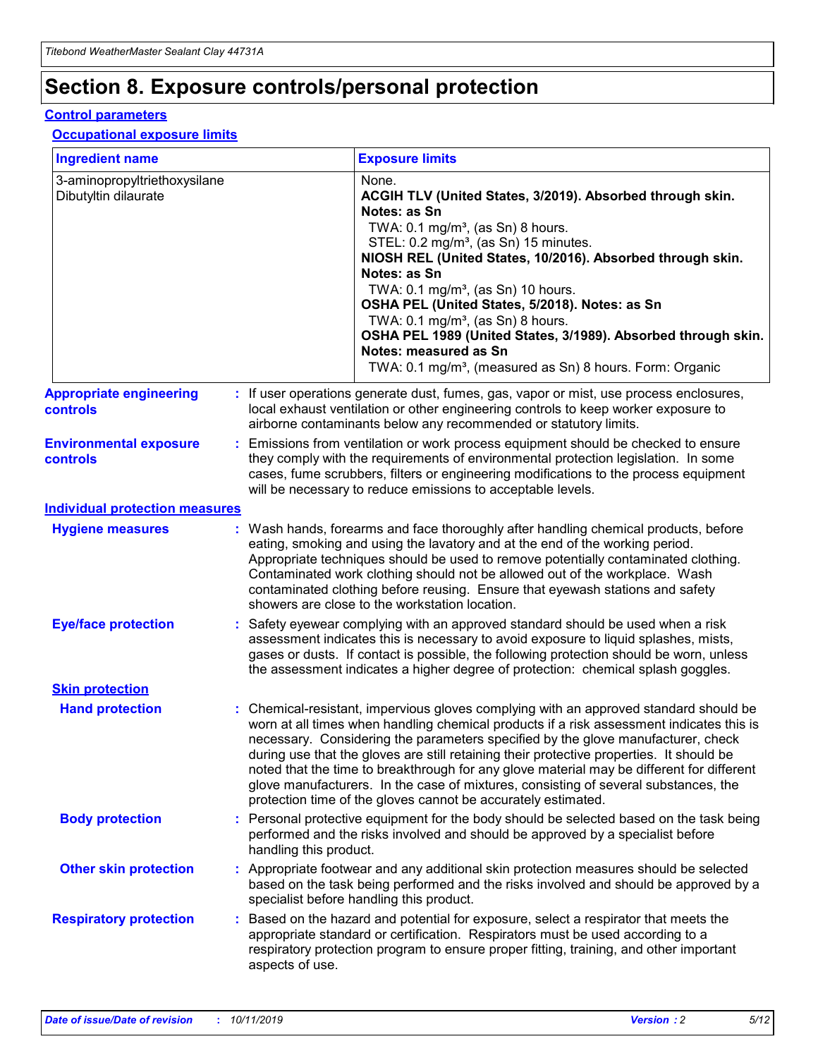# Section 8. Exposure controls/personal protection

## Control parameters

### Occupational exposure limits

| Ingredient name | Exposure limits |
| --- | --- |
| 3-aminopropyltriethoxysilane<br>Dibutyltin dilaurate | None.<br>**ACGIH TLV (United States, 3/2019). Absorbed through skin. Notes: as Sn**<br>TWA: 0.1 mg/m³, (as Sn) 8 hours.<br>STEL: 0.2 mg/m³, (as Sn) 15 minutes.<br>**NIOSH REL (United States, 10/2016). Absorbed through skin. Notes: as Sn**<br>TWA: 0.1 mg/m³, (as Sn) 10 hours.<br>**OSHA PEL (United States, 5/2018). Notes: as Sn**<br>TWA: 0.1 mg/m³, (as Sn) 8 hours.<br>**OSHA PEL 1989 (United States, 3/1989). Absorbed through skin. Notes: measured as Sn**<br>TWA: 0.1 mg/m³, (measured as Sn) 8 hours. Form: Organic |

**Appropriate engineering controls** : If user operations generate dust, fumes, gas, vapor or mist, use process enclosures, local exhaust ventilation or other engineering controls to keep worker exposure to airborne contaminants below any recommended or statutory limits.

**Environmental exposure controls** : Emissions from ventilation or work process equipment should be checked to ensure they comply with the requirements of environmental protection legislation. In some cases, fume scrubbers, filters or engineering modifications to the process equipment will be necessary to reduce emissions to acceptable levels.

## Individual protection measures

**Hygiene measures** : Wash hands, forearms and face thoroughly after handling chemical products, before eating, smoking and using the lavatory and at the end of the working period. Appropriate techniques should be used to remove potentially contaminated clothing. Contaminated work clothing should not be allowed out of the workplace. Wash contaminated clothing before reusing. Ensure that eyewash stations and safety showers are close to the workstation location.

**Eye/face protection** : Safety eyewear complying with an approved standard should be used when a risk assessment indicates this is necessary to avoid exposure to liquid splashes, mists, gases or dusts. If contact is possible, the following protection should be worn, unless the assessment indicates a higher degree of protection: chemical splash goggles.

### Skin protection

**Hand protection** : Chemical-resistant, impervious gloves complying with an approved standard should be worn at all times when handling chemical products if a risk assessment indicates this is necessary. Considering the parameters specified by the glove manufacturer, check during use that the gloves are still retaining their protective properties. It should be noted that the time to breakthrough for any glove material may be different for different glove manufacturers. In the case of mixtures, consisting of several substances, the protection time of the gloves cannot be accurately estimated.

**Body protection** : Personal protective equipment for the body should be selected based on the task being performed and the risks involved and should be approved by a specialist before handling this product.

**Other skin protection** : Appropriate footwear and any additional skin protection measures should be selected based on the task being performed and the risks involved and should be approved by a specialist before handling this product.

**Respiratory protection** : Based on the hazard and potential for exposure, select a respirator that meets the appropriate standard or certification. Respirators must be used according to a respiratory protection program to ensure proper fitting, training, and other important aspects of use.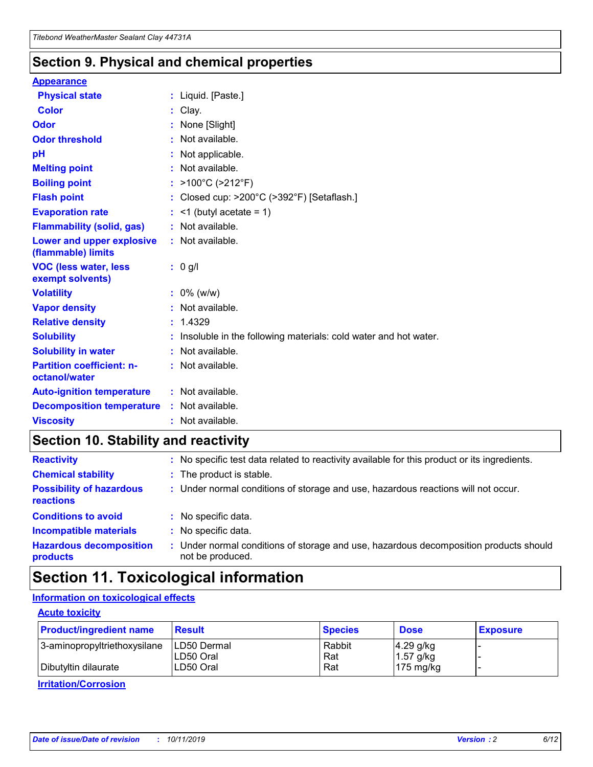## Section 9. Physical and chemical properties

### Appearance

| | |
|---|---|
| **Physical state** | : Liquid. [Paste.] |
| **Color** | : Clay. |
| **Odor** | : None [Slight] |
| **Odor threshold** | : Not available. |
| **pH** | : Not applicable. |
| **Melting point** | : Not available. |
| **Boiling point** | : >100°C (>212°F) |
| **Flash point** | : Closed cup: >200°C (>392°F) [Setaflash.] |
| **Evaporation rate** | : <1 (butyl acetate = 1) |
| **Flammability (solid, gas)** | : Not available. |
| **Lower and upper explosive (flammable) limits** | : Not available. |
| **VOC (less water, less exempt solvents)** | : 0 g/l |
| **Volatility** | : 0% (w/w) |
| **Vapor density** | : Not available. |
| **Relative density** | : 1.4329 |
| **Solubility** | : Insoluble in the following materials: cold water and hot water. |
| **Solubility in water** | : Not available. |
| **Partition coefficient: n-octanol/water** | : Not available. |
| **Auto-ignition temperature** | : Not available. |
| **Decomposition temperature** | : Not available. |
| **Viscosity** | : Not available. |

## Section 10. Stability and reactivity

| | |
|---|---|
| **Reactivity** | : No specific test data related to reactivity available for this product or its ingredients. |
| **Chemical stability** | : The product is stable. |
| **Possibility of hazardous reactions** | : Under normal conditions of storage and use, hazardous reactions will not occur. |
| **Conditions to avoid** | : No specific data. |
| **Incompatible materials** | : No specific data. |
| **Hazardous decomposition products** | : Under normal conditions of storage and use, hazardous decomposition products should not be produced. |

## Section 11. Toxicological information

### Information on toxicological effects

#### Acute toxicity

| Product/ingredient name | Result | Species | Dose | Exposure |
|---|---|---|---|---|
| 3-aminopropyltriethoxysilane | LD50 Dermal | Rabbit | 4.29 g/kg | - |
| | LD50 Oral | Rat | 1.57 g/kg | - |
| Dibutyltin dilaurate | LD50 Oral | Rat | 175 mg/kg | - |

#### Irritation/Corrosion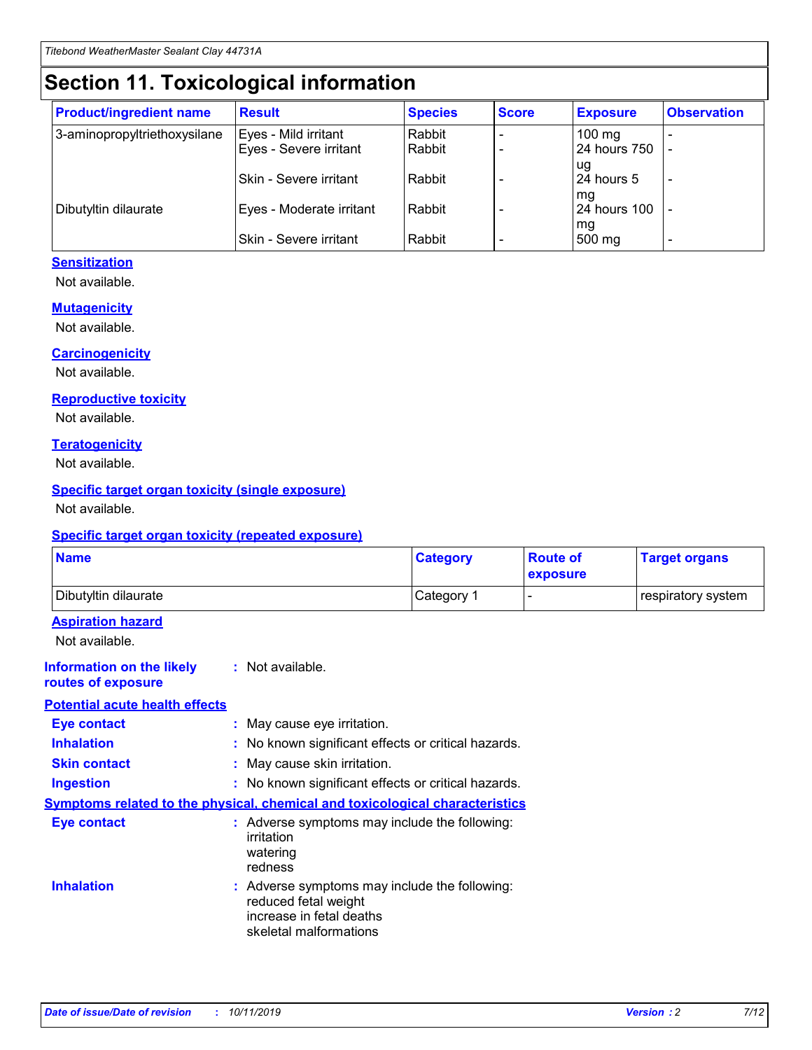# Section 11. Toxicological information

| Product/ingredient name | Result | Species | Score | Exposure | Observation |
|---|---|---|---|---|---|
| 3-aminopropyltriethoxysilane | Eyes - Mild irritant | Rabbit | - | 100 mg | - |
| | Eyes - Severe irritant | Rabbit | - | 24 hours 750 ug | - |
| | Skin - Severe irritant | Rabbit | - | 24 hours 5 mg | - |
| Dibutyltin dilaurate | Eyes - Moderate irritant | Rabbit | - | 24 hours 100 mg | - |
| | Skin - Severe irritant | Rabbit | - | 500 mg | - |

### Sensitization

Not available.

### Mutagenicity

Not available.

### Carcinogenicity

Not available.

### Reproductive toxicity

Not available.

### Teratogenicity

Not available.

### Specific target organ toxicity (single exposure)

Not available.

### Specific target organ toxicity (repeated exposure)

| Name | Category | Route of exposure | Target organs |
|---|---|---|---|
| Dibutyltin dilaurate | Category 1 | - | respiratory system |

### Aspiration hazard

Not available.

**Information on the likely routes of exposure** : Not available.

### Potential acute health effects

**Eye contact** : May cause eye irritation.

**Inhalation** : No known significant effects or critical hazards.

**Skin contact** : May cause skin irritation.

**Ingestion** : No known significant effects or critical hazards.

### Symptoms related to the physical, chemical and toxicological characteristics

**Eye contact** : Adverse symptoms may include the following:
irritation
watering
redness

**Inhalation** : Adverse symptoms may include the following:
reduced fetal weight
increase in fetal deaths
skeletal malformations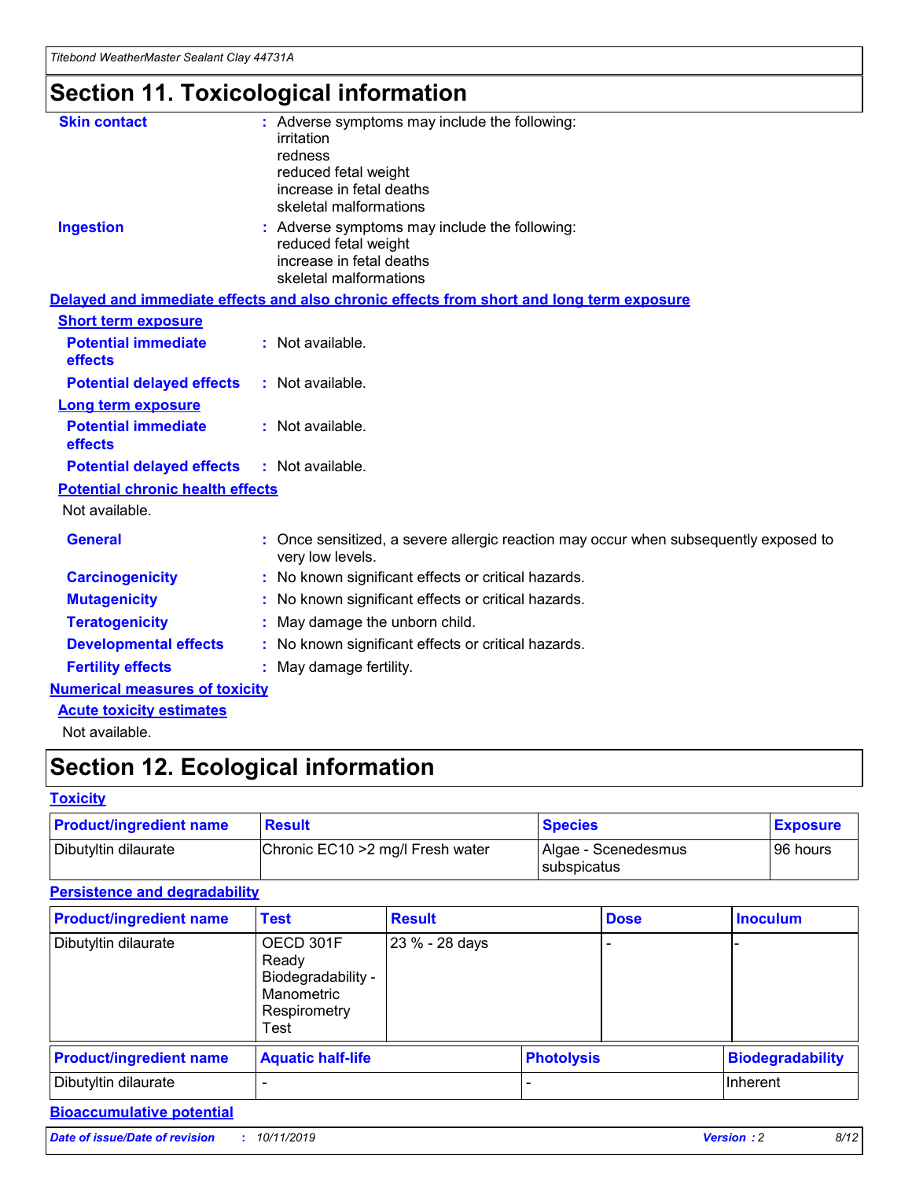# Section 11. Toxicological information

**Skin contact** : Adverse symptoms may include the following:
irritation
redness
reduced fetal weight
increase in fetal deaths
skeletal malformations

**Ingestion** : Adverse symptoms may include the following:
reduced fetal weight
increase in fetal deaths
skeletal malformations

**Delayed and immediate effects and also chronic effects from short and long term exposure**

**Short term exposure**

**Potential immediate effects** : Not available.

**Potential delayed effects** : Not available.

**Long term exposure**

**Potential immediate effects** : Not available.

**Potential delayed effects** : Not available.

**Potential chronic health effects**

Not available.

**General** : Once sensitized, a severe allergic reaction may occur when subsequently exposed to very low levels.

**Carcinogenicity** : No known significant effects or critical hazards.

**Mutagenicity** : No known significant effects or critical hazards.

**Teratogenicity** : May damage the unborn child.

**Developmental effects** : No known significant effects or critical hazards.

**Fertility effects** : May damage fertility.

**Numerical measures of toxicity**

**Acute toxicity estimates**

Not available.

# Section 12. Ecological information

**Toxicity**

| Product/ingredient name | Result | Species | Exposure |
|---|---|---|---|
| Dibutyltin dilaurate | Chronic EC10 >2 mg/l Fresh water | Algae - Scenedesmus subspicatus | 96 hours |

**Persistence and degradability**

| Product/ingredient name | Test | Result | Dose | Inoculum |
|---|---|---|---|---|
| Dibutyltin dilaurate | OECD 301F Ready Biodegradability - Manometric Respirometry Test | 23 % - 28 days | - | - |

| Product/ingredient name | Aquatic half-life | Photolysis | Biodegradability |
|---|---|---|---|
| Dibutyltin dilaurate | - | - | Inherent |

**Bioaccumulative potential**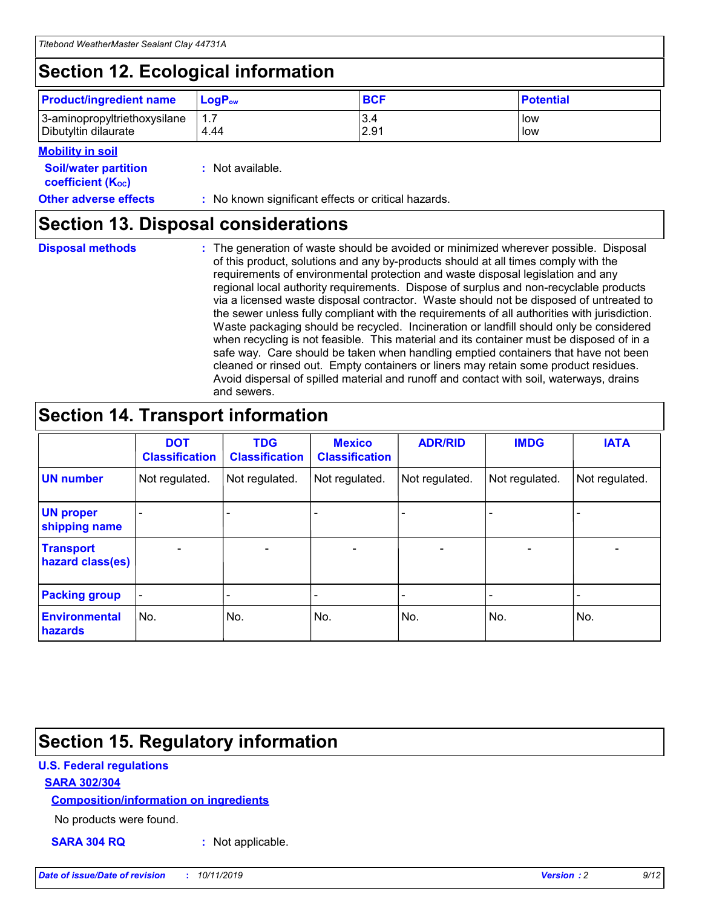## Section 12. Ecological information

| Product/ingredient name | $LogP_{ow}$ | BCF | Potential |
|---|---|---|---|
| 3-aminopropyltriethoxysilane | 1.7 | 3.4 | low |
| Dibutyltin dilaurate | 4.44 | 2.91 | low |

**Mobility in soil**

**Soil/water partition coefficient ($K_{OC}$)** : Not available.

**Other adverse effects** : No known significant effects or critical hazards.

## Section 13. Disposal considerations

**Disposal methods** : The generation of waste should be avoided or minimized wherever possible. Disposal of this product, solutions and any by-products should at all times comply with the requirements of environmental protection and waste disposal legislation and any regional local authority requirements. Dispose of surplus and non-recyclable products via a licensed waste disposal contractor. Waste should not be disposed of untreated to the sewer unless fully compliant with the requirements of all authorities with jurisdiction. Waste packaging should be recycled. Incineration or landfill should only be considered when recycling is not feasible. This material and its container must be disposed of in a safe way. Care should be taken when handling emptied containers that have not been cleaned or rinsed out. Empty containers or liners may retain some product residues. Avoid dispersal of spilled material and runoff and contact with soil, waterways, drains and sewers.

## Section 14. Transport information

| | DOT Classification | TDG Classification | Mexico Classification | ADR/RID | IMDG | IATA |
|---|---|---|---|---|---|---|
| UN number | Not regulated. | Not regulated. | Not regulated. | Not regulated. | Not regulated. | Not regulated. |
| UN proper shipping name | - | - | - | - | - | - |
| Transport hazard class(es) | - | - | - | - | - | - |
| Packing group | - | - | - | - | - | - |
| Environmental hazards | No. | No. | No. | No. | No. | No. |

## Section 15. Regulatory information

**U.S. Federal regulations**

**SARA 302/304**

**Composition/information on ingredients**

No products were found.

**SARA 304 RQ** : Not applicable.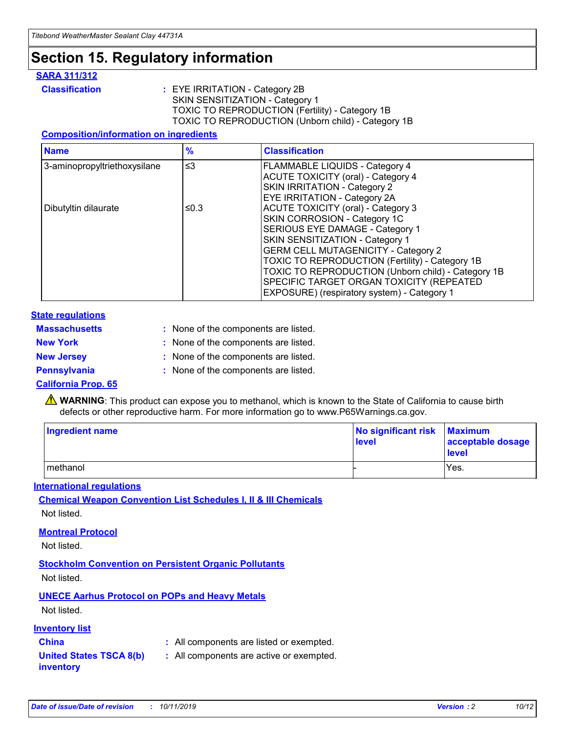# Section 15. Regulatory information

**SARA 311/312**

**Classification** : EYE IRRITATION - Category 2B
SKIN SENSITIZATION - Category 1
TOXIC TO REPRODUCTION (Fertility) - Category 1B
TOXIC TO REPRODUCTION (Unborn child) - Category 1B

**Composition/information on ingredients**

| Name | % | Classification |
|---|---|---|
| 3-aminopropyltriethoxysilane | ≤3 | FLAMMABLE LIQUIDS - Category 4<br>ACUTE TOXICITY (oral) - Category 4<br>SKIN IRRITATION - Category 2<br>EYE IRRITATION - Category 2A |
| Dibutyltin dilaurate | ≤0.3 | ACUTE TOXICITY (oral) - Category 3<br>SKIN CORROSION - Category 1C<br>SERIOUS EYE DAMAGE - Category 1<br>SKIN SENSITIZATION - Category 1<br>GERM CELL MUTAGENICITY - Category 2<br>TOXIC TO REPRODUCTION (Fertility) - Category 1B<br>TOXIC TO REPRODUCTION (Unborn child) - Category 1B<br>SPECIFIC TARGET ORGAN TOXICITY (REPEATED EXPOSURE) (respiratory system) - Category 1 |

**State regulations**

**Massachusetts** : None of the components are listed.

**New York** : None of the components are listed.

**New Jersey** : None of the components are listed.

**Pennsylvania** : None of the components are listed.

**California Prop. 65**

⚠ **WARNING**: This product can expose you to methanol, which is known to the State of California to cause birth defects or other reproductive harm. For more information go to www.P65Warnings.ca.gov.

| Ingredient name | No significant risk level | Maximum acceptable dosage level |
|---|---|---|
| methanol | - | Yes. |

**International regulations**

**Chemical Weapon Convention List Schedules I, II & III Chemicals**

Not listed.

**Montreal Protocol**

Not listed.

**Stockholm Convention on Persistent Organic Pollutants**

Not listed.

**UNECE Aarhus Protocol on POPs and Heavy Metals**

Not listed.

**Inventory list**

**China** : All components are listed or exempted.

**United States TSCA 8(b) inventory** : All components are active or exempted.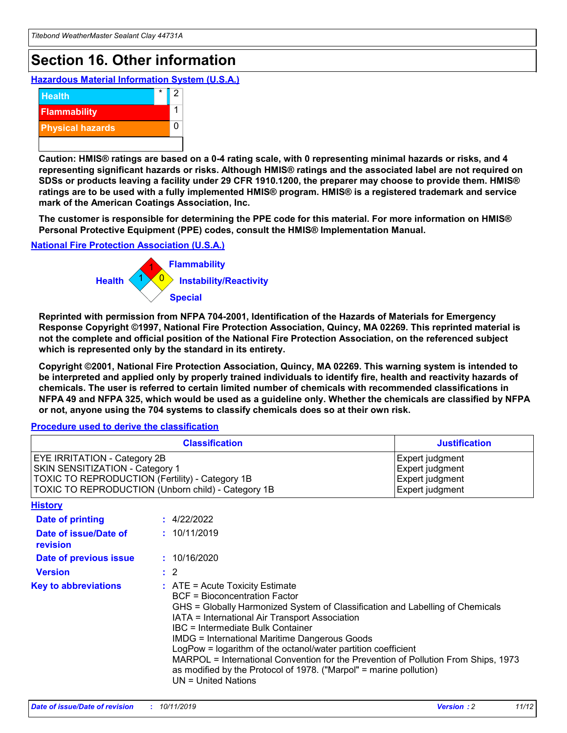# Section 16. Other information

## Hazardous Material Information System (U.S.A.)

| | | |
|---|---|---|
| Health | * | 2 |
| Flammability | | 1 |
| Physical hazards | | 0 |
| | | |

**Caution: HMIS® ratings are based on a 0-4 rating scale, with 0 representing minimal hazards or risks, and 4 representing significant hazards or risks. Although HMIS® ratings and the associated label are not required on SDSs or products leaving a facility under 29 CFR 1910.1200, the preparer may choose to provide them. HMIS® ratings are to be used with a fully implemented HMIS® program. HMIS® is a registered trademark and service mark of the American Coatings Association, Inc.**

**The customer is responsible for determining the PPE code for this material. For more information on HMIS® Personal Protective Equipment (PPE) codes, consult the HMIS® Implementation Manual.**

## National Fire Protection Association (U.S.A.)

Health: 1
Flammability: 1
Instability/Reactivity: 0
Special:

**Reprinted with permission from NFPA 704-2001, Identification of the Hazards of Materials for Emergency Response Copyright ©1997, National Fire Protection Association, Quincy, MA 02269. This reprinted material is not the complete and official position of the National Fire Protection Association, on the referenced subject which is represented only by the standard in its entirety.**

**Copyright ©2001, National Fire Protection Association, Quincy, MA 02269. This warning system is intended to be interpreted and applied only by properly trained individuals to identify fire, health and reactivity hazards of chemicals. The user is referred to certain limited number of chemicals with recommended classifications in NFPA 49 and NFPA 325, which would be used as a guideline only. Whether the chemicals are classified by NFPA or not, anyone using the 704 systems to classify chemicals does so at their own risk.**

## Procedure used to derive the classification

| Classification | Justification |
|---|---|
| EYE IRRITATION - Category 2B | Expert judgment |
| SKIN SENSITIZATION - Category 1 | Expert judgment |
| TOXIC TO REPRODUCTION (Fertility) - Category 1B | Expert judgment |
| TOXIC TO REPRODUCTION (Unborn child) - Category 1B | Expert judgment |

## History

**Date of printing** : 4/22/2022

**Date of issue/Date of revision** : 10/11/2019

**Date of previous issue** : 10/16/2020

**Version** : 2

**Key to abbreviations** :
ATE = Acute Toxicity Estimate
BCF = Bioconcentration Factor
GHS = Globally Harmonized System of Classification and Labelling of Chemicals
IATA = International Air Transport Association
IBC = Intermediate Bulk Container
IMDG = International Maritime Dangerous Goods
LogPow = logarithm of the octanol/water partition coefficient
MARPOL = International Convention for the Prevention of Pollution From Ships, 1973 as modified by the Protocol of 1978. ("Marpol" = marine pollution)
UN = United Nations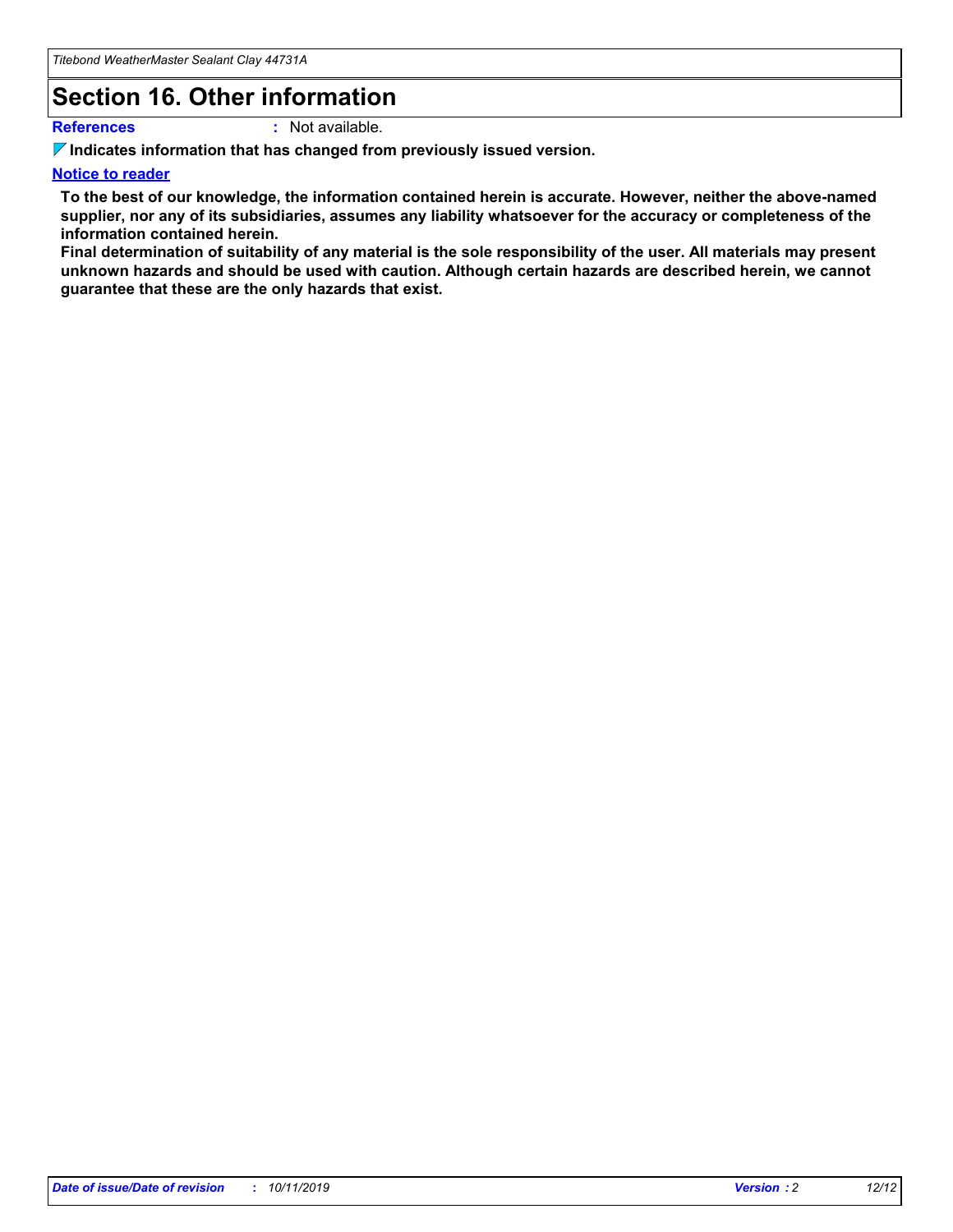# Section 16. Other information

**References** : Not available.

**Indicates information that has changed from previously issued version.**

**Notice to reader**

**To the best of our knowledge, the information contained herein is accurate. However, neither the above-named supplier, nor any of its subsidiaries, assumes any liability whatsoever for the accuracy or completeness of the information contained herein.**

**Final determination of suitability of any material is the sole responsibility of the user. All materials may present unknown hazards and should be used with caution. Although certain hazards are described herein, we cannot guarantee that these are the only hazards that exist.**